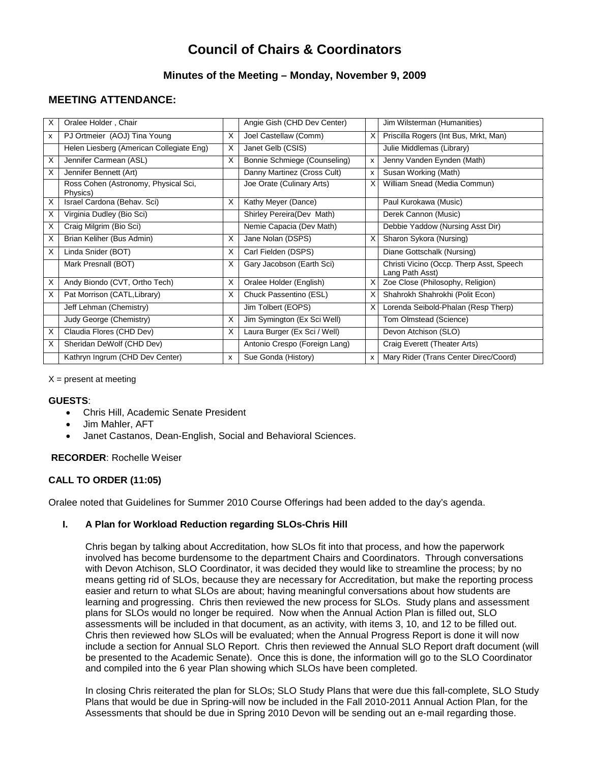# Council of Chairs & Coordinators

## Minutes of the Meeting – Monday, November 9, 2009

## MEETING ATTENDANCE:

| | | | | | |
|---|---|---|---|---|---|
| X | Oralee Holder , Chair | | Angie Gish (CHD Dev Center) | | Jim Wilsterman (Humanities) |
| x | PJ Ortmeier (AOJ) Tina Young | X | Joel Castellaw (Comm) | X | Priscilla Rogers (Int Bus, Mrkt, Man) |
| | Helen Liesberg (American Collegiate Eng) | X | Janet Gelb (CSIS) | | Julie Middlemas (Library) |
| X | Jennifer Carmean (ASL) | X | Bonnie Schmiege (Counseling) | x | Jenny Vanden Eynden (Math) |
| X | Jennifer Bennett (Art) | | Danny Martinez (Cross Cult) | x | Susan Working (Math) |
| | Ross Cohen (Astronomy, Physical Sci, Physics) | | Joe Orate (Culinary Arts) | X | William Snead (Media Commun) |
| X | Israel Cardona (Behav. Sci) | X | Kathy Meyer (Dance) | | Paul Kurokawa (Music) |
| X | Virginia Dudley (Bio Sci) | | Shirley Pereira(Dev Math) | | Derek Cannon (Music) |
| X | Craig Milgrim (Bio Sci) | | Nemie Capacia (Dev Math) | | Debbie Yaddow (Nursing Asst Dir) |
| X | Brian Keliher (Bus Admin) | X | Jane Nolan (DSPS) | X | Sharon Sykora (Nursing) |
| X | Linda Snider (BOT) | X | Carl Fielden (DSPS) | | Diane Gottschalk (Nursing) |
| | Mark Presnall (BOT) | X | Gary Jacobson (Earth Sci) | | Christi Vicino (Occp. Therp Asst, Speech Lang Path Asst) |
| X | Andy Biondo (CVT, Ortho Tech) | X | Oralee Holder (English) | X | Zoe Close (Philosophy, Religion) |
| X | Pat Morrison (CATL,Library) | X | Chuck Passentino (ESL) | X | Shahrokh Shahrokhi (Polit Econ) |
| | Jeff Lehman (Chemistry) | | Jim Tolbert (EOPS) | X | Lorenda Seibold-Phalan (Resp Therp) |
| | Judy George (Chemistry) | X | Jim Symington (Ex Sci Well) | | Tom Olmstead (Science) |
| X | Claudia Flores (CHD Dev) | X | Laura Burger (Ex Sci / Well) | | Devon Atchison (SLO) |
| X | Sheridan DeWolf (CHD Dev) | | Antonio Crespo (Foreign Lang) | | Craig Everett (Theater Arts) |
| | Kathryn Ingrum (CHD Dev Center) | x | Sue Gonda (History) | x | Mary Rider (Trans Center Direc/Coord) |

X = present at meeting

**GUESTS**:

- Chris Hill, Academic Senate President
- Jim Mahler, AFT
- Janet Castanos, Dean-English, Social and Behavioral Sciences.

**RECORDER**: Rochelle Weiser

**CALL TO ORDER (11:05)**

Oralee noted that Guidelines for Summer 2010 Course Offerings had been added to the day's agenda.

**I. A Plan for Workload Reduction regarding SLOs-Chris Hill**

Chris began by talking about Accreditation, how SLOs fit into that process, and how the paperwork involved has become burdensome to the department Chairs and Coordinators. Through conversations with Devon Atchison, SLO Coordinator, it was decided they would like to streamline the process; by no means getting rid of SLOs, because they are necessary for Accreditation, but make the reporting process easier and return to what SLOs are about; having meaningful conversations about how students are learning and progressing. Chris then reviewed the new process for SLOs. Study plans and assessment plans for SLOs would no longer be required. Now when the Annual Action Plan is filled out, SLO assessments will be included in that document, as an activity, with items 3, 10, and 12 to be filled out. Chris then reviewed how SLOs will be evaluated; when the Annual Progress Report is done it will now include a section for Annual SLO Report. Chris then reviewed the Annual SLO Report draft document (will be presented to the Academic Senate). Once this is done, the information will go to the SLO Coordinator and compiled into the 6 year Plan showing which SLOs have been completed.

In closing Chris reiterated the plan for SLOs; SLO Study Plans that were due this fall-complete, SLO Study Plans that would be due in Spring-will now be included in the Fall 2010-2011 Annual Action Plan, for the Assessments that should be due in Spring 2010 Devon will be sending out an e-mail regarding those.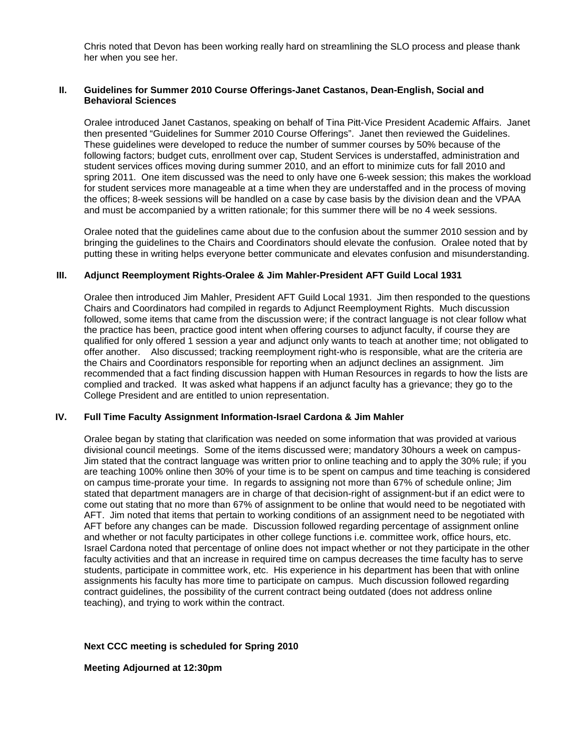Chris noted that Devon has been working really hard on streamlining the SLO process and please thank her when you see her.

## II. Guidelines for Summer 2010 Course Offerings-Janet Castanos, Dean-English, Social and Behavioral Sciences

Oralee introduced Janet Castanos, speaking on behalf of Tina Pitt-Vice President Academic Affairs. Janet then presented "Guidelines for Summer 2010 Course Offerings". Janet then reviewed the Guidelines. These guidelines were developed to reduce the number of summer courses by 50% because of the following factors; budget cuts, enrollment over cap, Student Services is understaffed, administration and student services offices moving during summer 2010, and an effort to minimize cuts for fall 2010 and spring 2011. One item discussed was the need to only have one 6-week session; this makes the workload for student services more manageable at a time when they are understaffed and in the process of moving the offices; 8-week sessions will be handled on a case by case basis by the division dean and the VPAA and must be accompanied by a written rationale; for this summer there will be no 4 week sessions.

Oralee noted that the guidelines came about due to the confusion about the summer 2010 session and by bringing the guidelines to the Chairs and Coordinators should elevate the confusion. Oralee noted that by putting these in writing helps everyone better communicate and elevates confusion and misunderstanding.

## III. Adjunct Reemployment Rights-Oralee & Jim Mahler-President AFT Guild Local 1931

Oralee then introduced Jim Mahler, President AFT Guild Local 1931. Jim then responded to the questions Chairs and Coordinators had compiled in regards to Adjunct Reemployment Rights. Much discussion followed, some items that came from the discussion were; if the contract language is not clear follow what the practice has been, practice good intent when offering courses to adjunct faculty, if course they are qualified for only offered 1 session a year and adjunct only wants to teach at another time; not obligated to offer another. Also discussed; tracking reemployment right-who is responsible, what are the criteria are the Chairs and Coordinators responsible for reporting when an adjunct declines an assignment. Jim recommended that a fact finding discussion happen with Human Resources in regards to how the lists are complied and tracked. It was asked what happens if an adjunct faculty has a grievance; they go to the College President and are entitled to union representation.

## IV. Full Time Faculty Assignment Information-Israel Cardona & Jim Mahler

Oralee began by stating that clarification was needed on some information that was provided at various divisional council meetings. Some of the items discussed were; mandatory 30hours a week on campus-Jim stated that the contract language was written prior to online teaching and to apply the 30% rule; if you are teaching 100% online then 30% of your time is to be spent on campus and time teaching is considered on campus time-prorate your time. In regards to assigning not more than 67% of schedule online; Jim stated that department managers are in charge of that decision-right of assignment-but if an edict were to come out stating that no more than 67% of assignment to be online that would need to be negotiated with AFT. Jim noted that items that pertain to working conditions of an assignment need to be negotiated with AFT before any changes can be made. Discussion followed regarding percentage of assignment online and whether or not faculty participates in other college functions i.e. committee work, office hours, etc. Israel Cardona noted that percentage of online does not impact whether or not they participate in the other faculty activities and that an increase in required time on campus decreases the time faculty has to serve students, participate in committee work, etc. His experience in his department has been that with online assignments his faculty has more time to participate on campus. Much discussion followed regarding contract guidelines, the possibility of the current contract being outdated (does not address online teaching), and trying to work within the contract.

**Next CCC meeting is scheduled for Spring 2010**

**Meeting Adjourned at 12:30pm**